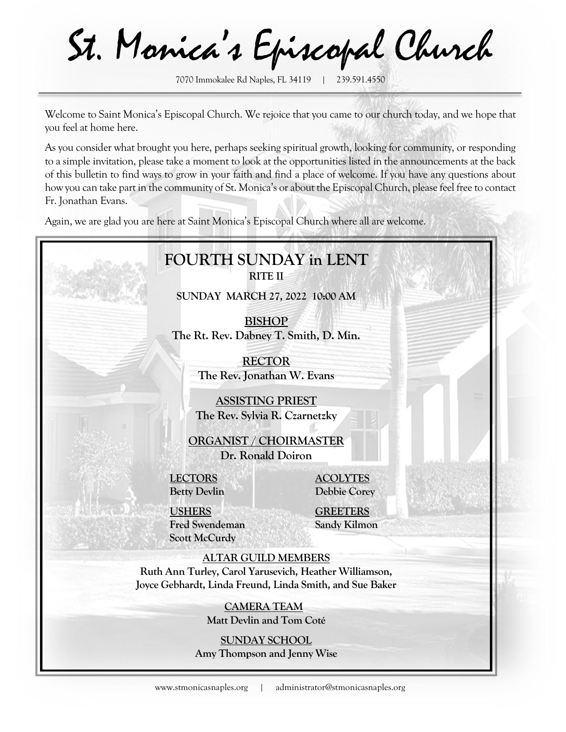# St. Monica's Episcopal Church

7070 Immokalee Rd Naples, FL 34119 | 239.591.4550

Welcome to Saint Monica's Episcopal Church. We rejoice that you came to our church today, and we hope that you feel at home here.

As you consider what brought you here, perhaps seeking spiritual growth, looking for community, or responding to a simple invitation, please take a moment to look at the opportunities listed in the announcements at the back of this bulletin to find ways to grow in your faith and find a place of welcome. If you have any questions about how you can take part in the community of St. Monica's or about the Episcopal Church, please feel free to contact Fr. Jonathan Evans.

Again, we are glad you are here at Saint Monica's Episcopal Church where all are welcome.

## FOURTH SUNDAY in LENT

**RITE II**

**SUNDAY MARCH 27, 2022 10:00 AM**

**BISHOP**
**The Rt. Rev. Dabney T. Smith, D. Min.**

**RECTOR**
**The Rev. Jonathan W. Evans**

**ASSISTING PRIEST**
**The Rev. Sylvia R. Czarnetzky**

**ORGANIST / CHOIRMASTER**
**Dr. Ronald Doiron**

**LECTORS**
**Betty Devlin**

**ACOLYTES**
**Debbie Corey**

**USHERS**
**Fred Swendeman**
**Scott McCurdy**

**GREETERS**
**Sandy Kilmon**

**ALTAR GUILD MEMBERS**
**Ruth Ann Turley, Carol Yarusevich, Heather Williamson, Joyce Gebhardt, Linda Freund, Linda Smith, and Sue Baker**

**CAMERA TEAM**
**Matt Devlin and Tom Coté**

**SUNDAY SCHOOL**
**Amy Thompson and Jenny Wise**

www.stmonicasnaples.org | administrator@stmonicasnaples.org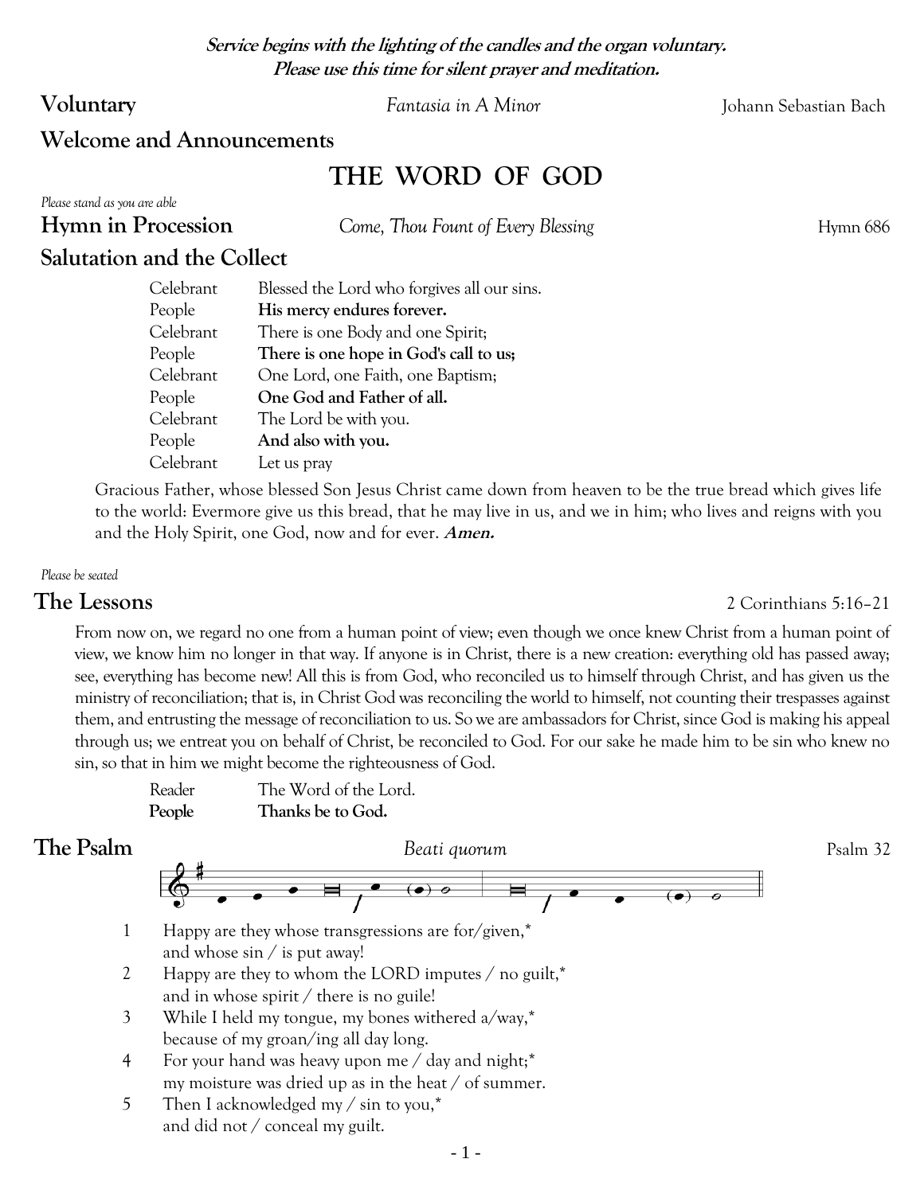**Service begins with the lighting of the candles and the organ voluntary.**
**Please use this time for silent prayer and meditation.**

**Voluntary** *Fantasia in A Minor* Johann Sebastian Bach

**Welcome and Announcements**

# THE WORD OF GOD

*Please stand as you are able*

**Hymn in Procession** *Come, Thou Fount of Every Blessing* Hymn 686

## Salutation and the Collect

| | |
|---|---|
| Celebrant | Blessed the Lord who forgives all our sins. |
| People | **His mercy endures forever.** |
| Celebrant | There is one Body and one Spirit; |
| People | **There is one hope in God's call to us;** |
| Celebrant | One Lord, one Faith, one Baptism; |
| People | **One God and Father of all.** |
| Celebrant | The Lord be with you. |
| People | **And also with you.** |
| Celebrant | Let us pray |

Gracious Father, whose blessed Son Jesus Christ came down from heaven to be the true bread which gives life to the world: Evermore give us this bread, that he may live in us, and we in him; who lives and reigns with you and the Holy Spirit, one God, now and for ever. ***Amen.***

*Please be seated*

## The Lessons

2 Corinthians 5:16–21

From now on, we regard no one from a human point of view; even though we once knew Christ from a human point of view, we know him no longer in that way. If anyone is in Christ, there is a new creation: everything old has passed away; see, everything has become new! All this is from God, who reconciled us to himself through Christ, and has given us the ministry of reconciliation; that is, in Christ God was reconciling the world to himself, not counting their trespasses against them, and entrusting the message of reconciliation to us. So we are ambassadors for Christ, since God is making his appeal through us; we entreat you on behalf of Christ, be reconciled to God. For our sake he made him to be sin who knew no sin, so that in him we might become the righteousness of God.

| | |
|---|---|
| Reader | The Word of the Lord. |
| **People** | **Thanks be to God.** |

## The Psalm

*Beati quorum* Psalm 32

1 Happy are they whose transgressions are for/given,*
and whose sin / is put away!

2 Happy are they to whom the LORD imputes / no guilt,*
and in whose spirit / there is no guile!

3 While I held my tongue, my bones withered a/way,*
because of my groan/ing all day long.

4 For your hand was heavy upon me / day and night;*
my moisture was dried up as in the heat / of summer.

5 Then I acknowledged my / sin to you,*
and did not / conceal my guilt.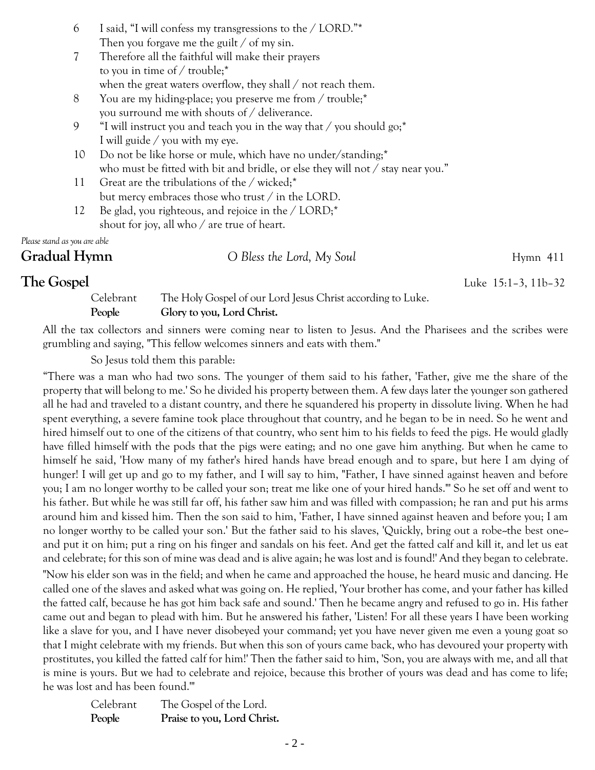6 I said, "I will confess my transgressions to the / LORD."*
Then you forgave me the guilt / of my sin.

7 Therefore all the faithful will make their prayers
to you in time of / trouble;*
when the great waters overflow, they shall / not reach them.

8 You are my hiding-place; you preserve me from / trouble;*
you surround me with shouts of / deliverance.

9 "I will instruct you and teach you in the way that / you should go;*
I will guide / you with my eye.

10 Do not be like horse or mule, which have no under/standing;*
who must be fitted with bit and bridle, or else they will not / stay near you."

11 Great are the tribulations of the / wicked;*
but mercy embraces those who trust / in the LORD.

12 Be glad, you righteous, and rejoice in the / LORD;*
shout for joy, all who / are true of heart.

*Please stand as you are able*

## Gradual Hymn *O Bless the Lord, My Soul* Hymn 411

## The Gospel Luke 15:1–3, 11b–32

Celebrant The Holy Gospel of our Lord Jesus Christ according to Luke.
**People Glory to you, Lord Christ.**

All the tax collectors and sinners were coming near to listen to Jesus. And the Pharisees and the scribes were grumbling and saying, "This fellow welcomes sinners and eats with them."

So Jesus told them this parable:

"There was a man who had two sons. The younger of them said to his father, 'Father, give me the share of the property that will belong to me.' So he divided his property between them. A few days later the younger son gathered all he had and traveled to a distant country, and there he squandered his property in dissolute living. When he had spent everything, a severe famine took place throughout that country, and he began to be in need. So he went and hired himself out to one of the citizens of that country, who sent him to his fields to feed the pigs. He would gladly have filled himself with the pods that the pigs were eating; and no one gave him anything. But when he came to himself he said, 'How many of my father's hired hands have bread enough and to spare, but here I am dying of hunger! I will get up and go to my father, and I will say to him, "Father, I have sinned against heaven and before you; I am no longer worthy to be called your son; treat me like one of your hired hands."' So he set off and went to his father. But while he was still far off, his father saw him and was filled with compassion; he ran and put his arms around him and kissed him. Then the son said to him, 'Father, I have sinned against heaven and before you; I am no longer worthy to be called your son.' But the father said to his slaves, 'Quickly, bring out a robe--the best one--and put it on him; put a ring on his finger and sandals on his feet. And get the fatted calf and kill it, and let us eat and celebrate; for this son of mine was dead and is alive again; he was lost and is found!' And they began to celebrate.

"Now his elder son was in the field; and when he came and approached the house, he heard music and dancing. He called one of the slaves and asked what was going on. He replied, 'Your brother has come, and your father has killed the fatted calf, because he has got him back safe and sound.' Then he became angry and refused to go in. His father came out and began to plead with him. But he answered his father, 'Listen! For all these years I have been working like a slave for you, and I have never disobeyed your command; yet you have never given me even a young goat so that I might celebrate with my friends. But when this son of yours came back, who has devoured your property with prostitutes, you killed the fatted calf for him!' Then the father said to him, 'Son, you are always with me, and all that is mine is yours. But we had to celebrate and rejoice, because this brother of yours was dead and has come to life; he was lost and has been found.'"

Celebrant The Gospel of the Lord.
**People Praise to you, Lord Christ.**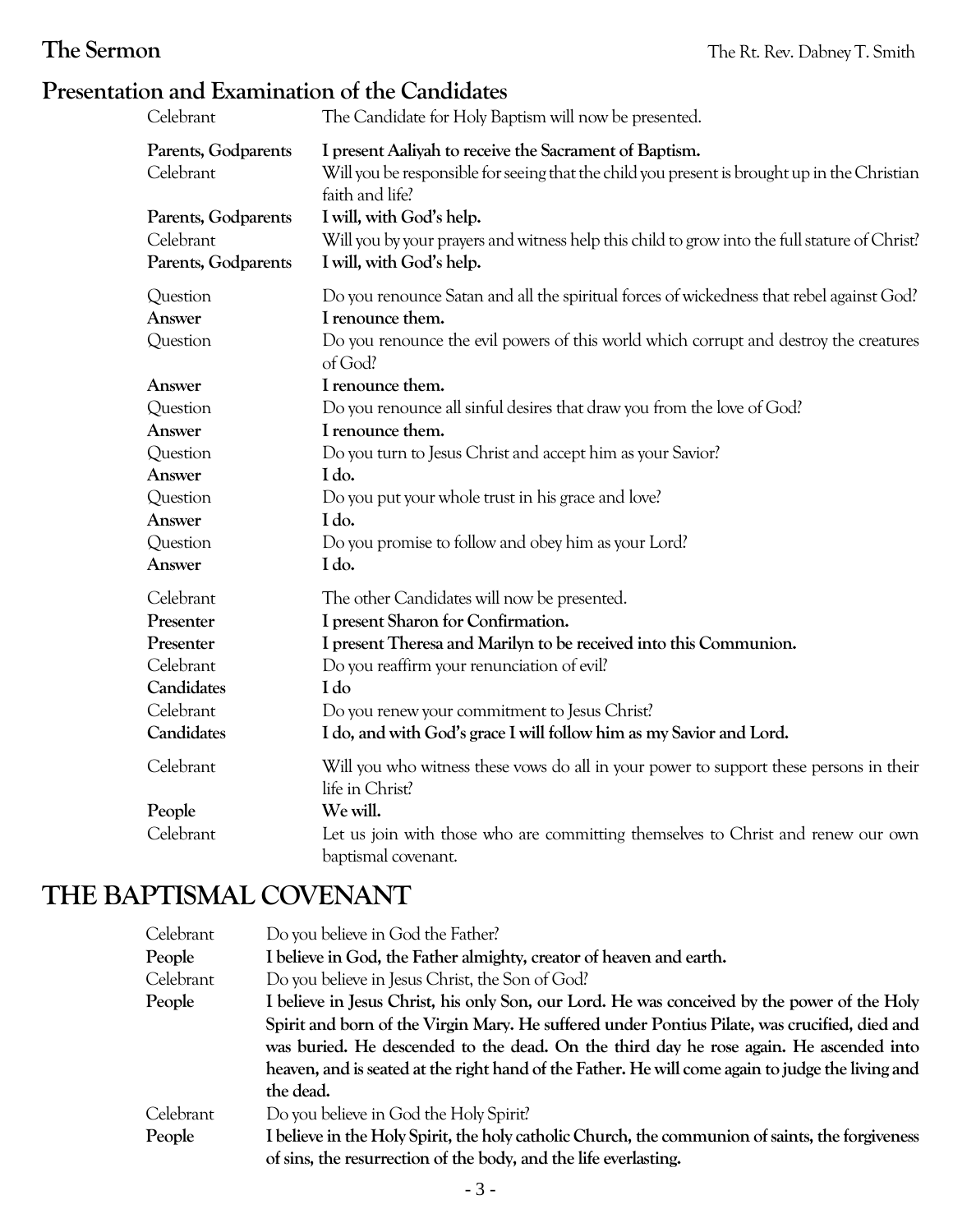**The Sermon** The Rt. Rev. Dabney T. Smith

## Presentation and Examination of the Candidates

Celebrant The Candidate for Holy Baptism will now be presented.

**Parents, Godparents** **I present Aaliyah to receive the Sacrament of Baptism.**

Celebrant Will you be responsible for seeing that the child you present is brought up in the Christian faith and life?

**Parents, Godparents** **I will, with God's help.**

Celebrant Will you by your prayers and witness help this child to grow into the full stature of Christ?

**Parents, Godparents** **I will, with God's help.**

Question Do you renounce Satan and all the spiritual forces of wickedness that rebel against God?

**Answer** **I renounce them.**

Question Do you renounce the evil powers of this world which corrupt and destroy the creatures of God?

**Answer** **I renounce them.**

Question Do you renounce all sinful desires that draw you from the love of God?

**Answer** **I renounce them.**

Question Do you turn to Jesus Christ and accept him as your Savior?

**Answer** **I do.**

Question Do you put your whole trust in his grace and love?

**Answer** **I do.**

Question Do you promise to follow and obey him as your Lord?

**Answer** **I do.**

Celebrant The other Candidates will now be presented.

**Presenter** **I present Sharon for Confirmation.**

**Presenter** **I present Theresa and Marilyn to be received into this Communion.**

Celebrant Do you reaffirm your renunciation of evil?

**Candidates** **I do**

Celebrant Do you renew your commitment to Jesus Christ?

**Candidates** **I do, and with God's grace I will follow him as my Savior and Lord.**

Celebrant Will you who witness these vows do all in your power to support these persons in their life in Christ?

**People** **We will.**

Celebrant Let us join with those who are committing themselves to Christ and renew our own baptismal covenant.

# THE BAPTISMAL COVENANT

Celebrant Do you believe in God the Father?

**People** **I believe in God, the Father almighty, creator of heaven and earth.**

Celebrant Do you believe in Jesus Christ, the Son of God?

**People** **I believe in Jesus Christ, his only Son, our Lord. He was conceived by the power of the Holy Spirit and born of the Virgin Mary. He suffered under Pontius Pilate, was crucified, died and was buried. He descended to the dead. On the third day he rose again. He ascended into heaven, and is seated at the right hand of the Father. He will come again to judge the living and the dead.**

Celebrant Do you believe in God the Holy Spirit?

**People** **I believe in the Holy Spirit, the holy catholic Church, the communion of saints, the forgiveness of sins, the resurrection of the body, and the life everlasting.**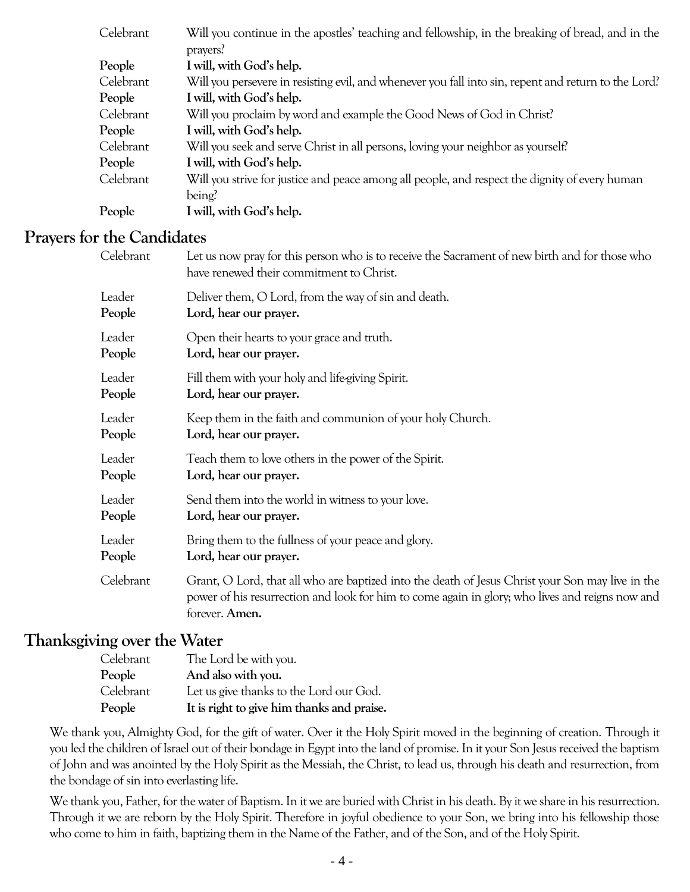Celebrant Will you continue in the apostles' teaching and fellowship, in the breaking of bread, and in the prayers?

**People I will, with God's help.**

Celebrant Will you persevere in resisting evil, and whenever you fall into sin, repent and return to the Lord?

**People I will, with God's help.**

Celebrant Will you proclaim by word and example the Good News of God in Christ?

**People I will, with God's help.**

Celebrant Will you seek and serve Christ in all persons, loving your neighbor as yourself?

**People I will, with God's help.**

Celebrant Will you strive for justice and peace among all people, and respect the dignity of every human being?

**People I will, with God's help.**

## Prayers for the Candidates

Celebrant Let us now pray for this person who is to receive the Sacrament of new birth and for those who have renewed their commitment to Christ.

Leader Deliver them, O Lord, from the way of sin and death.

**People Lord, hear our prayer.**

Leader Open their hearts to your grace and truth.

**People Lord, hear our prayer.**

Leader Fill them with your holy and life-giving Spirit.

**People Lord, hear our prayer.**

Leader Keep them in the faith and communion of your holy Church.

**People Lord, hear our prayer.**

Leader Teach them to love others in the power of the Spirit.

**People Lord, hear our prayer.**

Leader Send them into the world in witness to your love.

**People Lord, hear our prayer.**

Leader Bring them to the fullness of your peace and glory.

**People Lord, hear our prayer.**

Celebrant Grant, O Lord, that all who are baptized into the death of Jesus Christ your Son may live in the power of his resurrection and look for him to come again in glory; who lives and reigns now and forever. **Amen.**

## Thanksgiving over the Water

Celebrant The Lord be with you.

**People And also with you.**

Celebrant Let us give thanks to the Lord our God.

**People It is right to give him thanks and praise.**

We thank you, Almighty God, for the gift of water. Over it the Holy Spirit moved in the beginning of creation. Through it you led the children of Israel out of their bondage in Egypt into the land of promise. In it your Son Jesus received the baptism of John and was anointed by the Holy Spirit as the Messiah, the Christ, to lead us, through his death and resurrection, from the bondage of sin into everlasting life.

We thank you, Father, for the water of Baptism. In it we are buried with Christ in his death. By it we share in his resurrection. Through it we are reborn by the Holy Spirit. Therefore in joyful obedience to your Son, we bring into his fellowship those who come to him in faith, baptizing them in the Name of the Father, and of the Son, and of the Holy Spirit.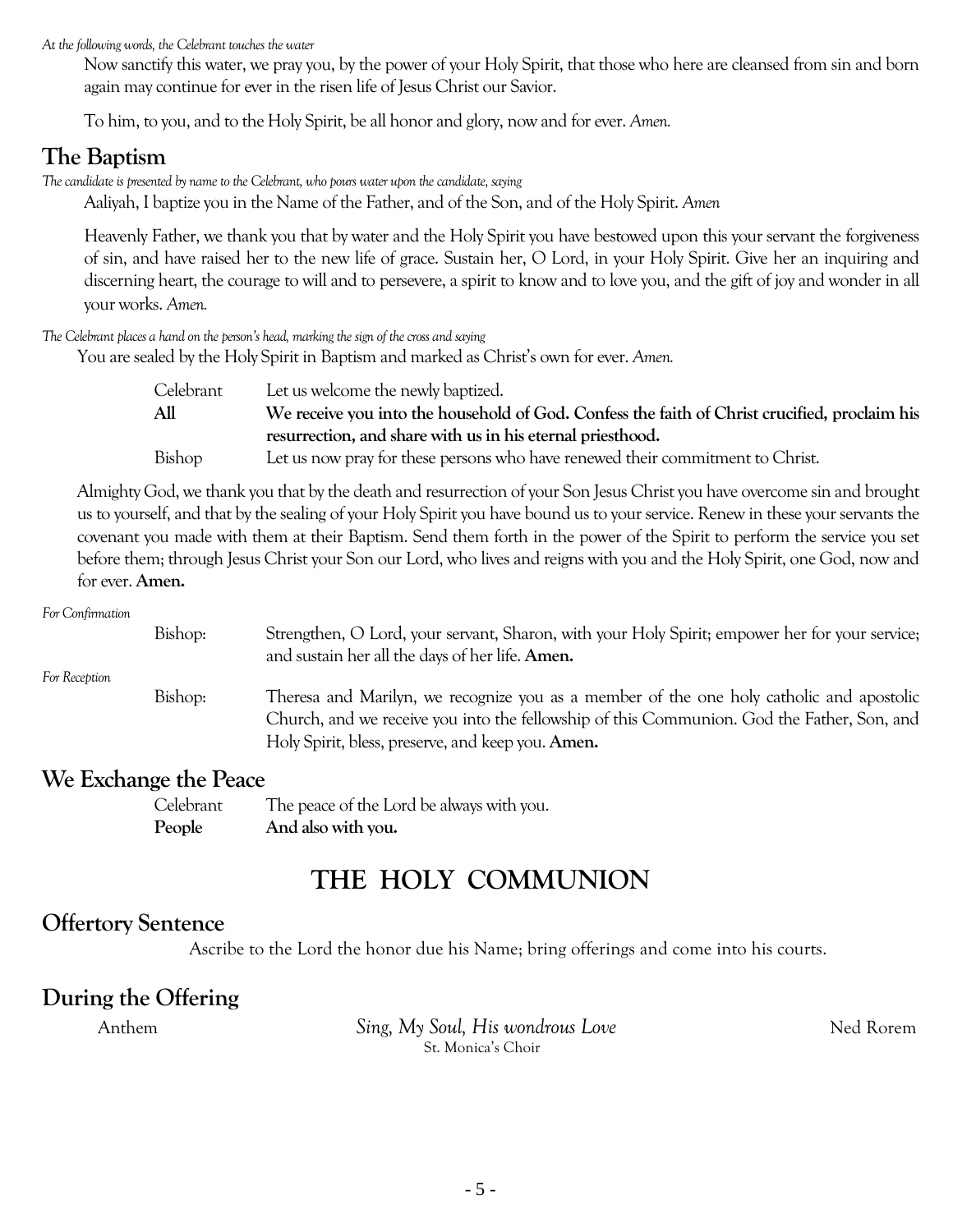*At the following words, the Celebrant touches the water*

Now sanctify this water, we pray you, by the power of your Holy Spirit, that those who here are cleansed from sin and born again may continue for ever in the risen life of Jesus Christ our Savior.

To him, to you, and to the Holy Spirit, be all honor and glory, now and for ever. *Amen.*

## The Baptism

*The candidate is presented by name to the Celebrant, who pours water upon the candidate, saying*

Aaliyah, I baptize you in the Name of the Father, and of the Son, and of the Holy Spirit. *Amen*

Heavenly Father, we thank you that by water and the Holy Spirit you have bestowed upon this your servant the forgiveness of sin, and have raised her to the new life of grace. Sustain her, O Lord, in your Holy Spirit. Give her an inquiring and discerning heart, the courage to will and to persevere, a spirit to know and to love you, and the gift of joy and wonder in all your works. *Amen.*

*The Celebrant places a hand on the person's head, marking the sign of the cross and saying*

You are sealed by the Holy Spirit in Baptism and marked as Christ's own for ever. *Amen.*

Celebrant Let us welcome the newly baptized.

**All** **We receive you into the household of God. Confess the faith of Christ crucified, proclaim his resurrection, and share with us in his eternal priesthood.**

Bishop Let us now pray for these persons who have renewed their commitment to Christ.

Almighty God, we thank you that by the death and resurrection of your Son Jesus Christ you have overcome sin and brought us to yourself, and that by the sealing of your Holy Spirit you have bound us to your service. Renew in these your servants the covenant you made with them at their Baptism. Send them forth in the power of the Spirit to perform the service you set before them; through Jesus Christ your Son our Lord, who lives and reigns with you and the Holy Spirit, one God, now and for ever. **Amen.**

*For Confirmation*

Bishop: Strengthen, O Lord, your servant, Sharon, with your Holy Spirit; empower her for your service; and sustain her all the days of her life. **Amen.**

*For Reception*

Bishop: Theresa and Marilyn, we recognize you as a member of the one holy catholic and apostolic Church, and we receive you into the fellowship of this Communion. God the Father, Son, and Holy Spirit, bless, preserve, and keep you. **Amen.**

## We Exchange the Peace

Celebrant The peace of the Lord be always with you.

**People** **And also with you.**

# THE HOLY COMMUNION

## Offertory Sentence

Ascribe to the Lord the honor due his Name; bring offerings and come into his courts.

## During the Offering

Anthem *Sing, My Soul, His wondrous Love* Ned Rorem

St. Monica's Choir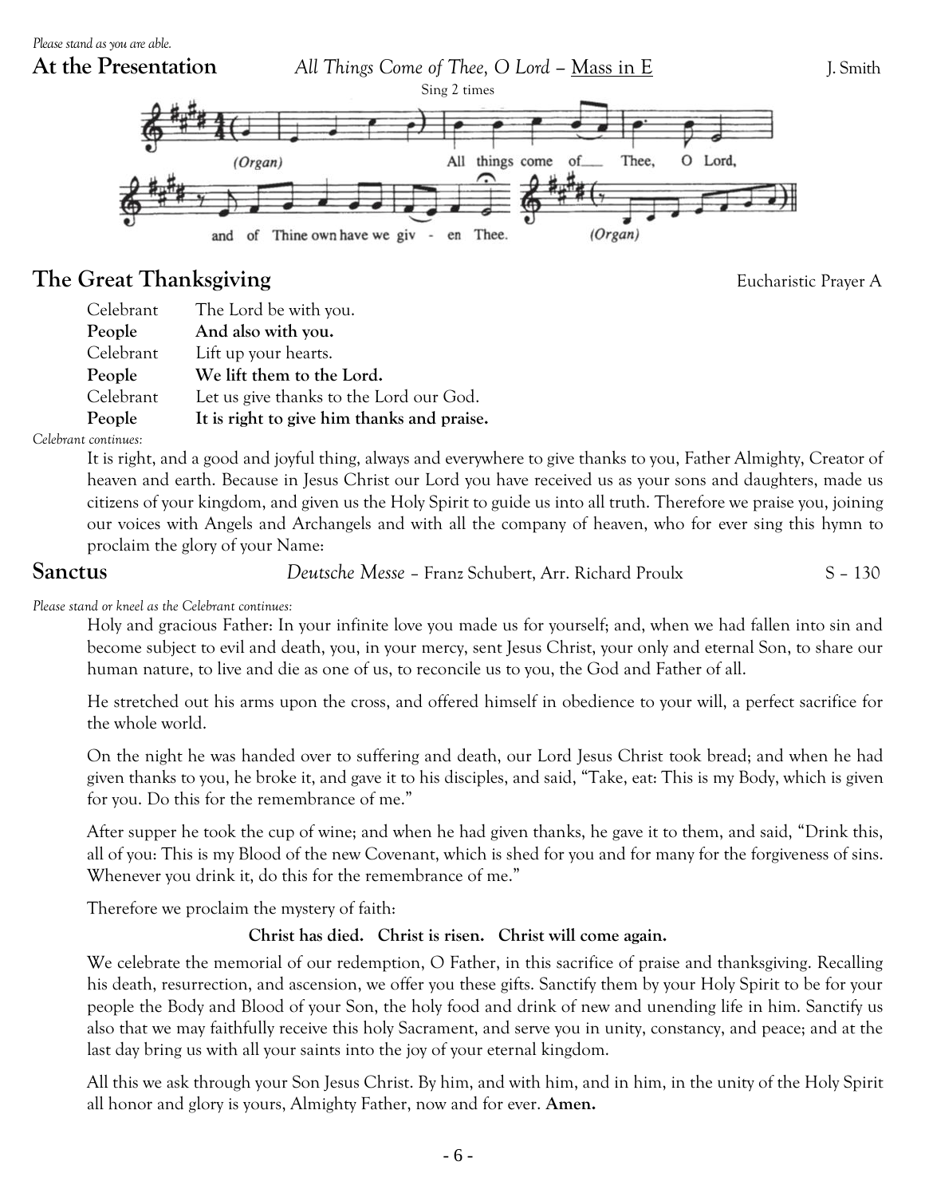*Please stand as you are able.*

## At the Presentation

*All Things Come of Thee, O Lord* – Mass in E — J. Smith

Sing 2 times

(Organ) All things come of Thee, O Lord, and of Thine own have we giv - en Thee. (Organ)

## The Great Thanksgiving

Eucharistic Prayer A

| | |
|---|---|
| Celebrant | The Lord be with you. |
| **People** | **And also with you.** |
| Celebrant | Lift up your hearts. |
| **People** | **We lift them to the Lord.** |
| Celebrant | Let us give thanks to the Lord our God. |
| **People** | **It is right to give him thanks and praise.** |

*Celebrant continues:*

It is right, and a good and joyful thing, always and everywhere to give thanks to you, Father Almighty, Creator of heaven and earth. Because in Jesus Christ our Lord you have received us as your sons and daughters, made us citizens of your kingdom, and given us the Holy Spirit to guide us into all truth. Therefore we praise you, joining our voices with Angels and Archangels and with all the company of heaven, who for ever sing this hymn to proclaim the glory of your Name:

## Sanctus

*Deutsche Messe* – Franz Schubert, Arr. Richard Proulx — S – 130

*Please stand or kneel as the Celebrant continues:*

Holy and gracious Father: In your infinite love you made us for yourself; and, when we had fallen into sin and become subject to evil and death, you, in your mercy, sent Jesus Christ, your only and eternal Son, to share our human nature, to live and die as one of us, to reconcile us to you, the God and Father of all.

He stretched out his arms upon the cross, and offered himself in obedience to your will, a perfect sacrifice for the whole world.

On the night he was handed over to suffering and death, our Lord Jesus Christ took bread; and when he had given thanks to you, he broke it, and gave it to his disciples, and said, "Take, eat: This is my Body, which is given for you. Do this for the remembrance of me."

After supper he took the cup of wine; and when he had given thanks, he gave it to them, and said, "Drink this, all of you: This is my Blood of the new Covenant, which is shed for you and for many for the forgiveness of sins. Whenever you drink it, do this for the remembrance of me."

Therefore we proclaim the mystery of faith:

**Christ has died. Christ is risen. Christ will come again.**

We celebrate the memorial of our redemption, O Father, in this sacrifice of praise and thanksgiving. Recalling his death, resurrection, and ascension, we offer you these gifts. Sanctify them by your Holy Spirit to be for your people the Body and Blood of your Son, the holy food and drink of new and unending life in him. Sanctify us also that we may faithfully receive this holy Sacrament, and serve you in unity, constancy, and peace; and at the last day bring us with all your saints into the joy of your eternal kingdom.

All this we ask through your Son Jesus Christ. By him, and with him, and in him, in the unity of the Holy Spirit all honor and glory is yours, Almighty Father, now and for ever. **Amen.**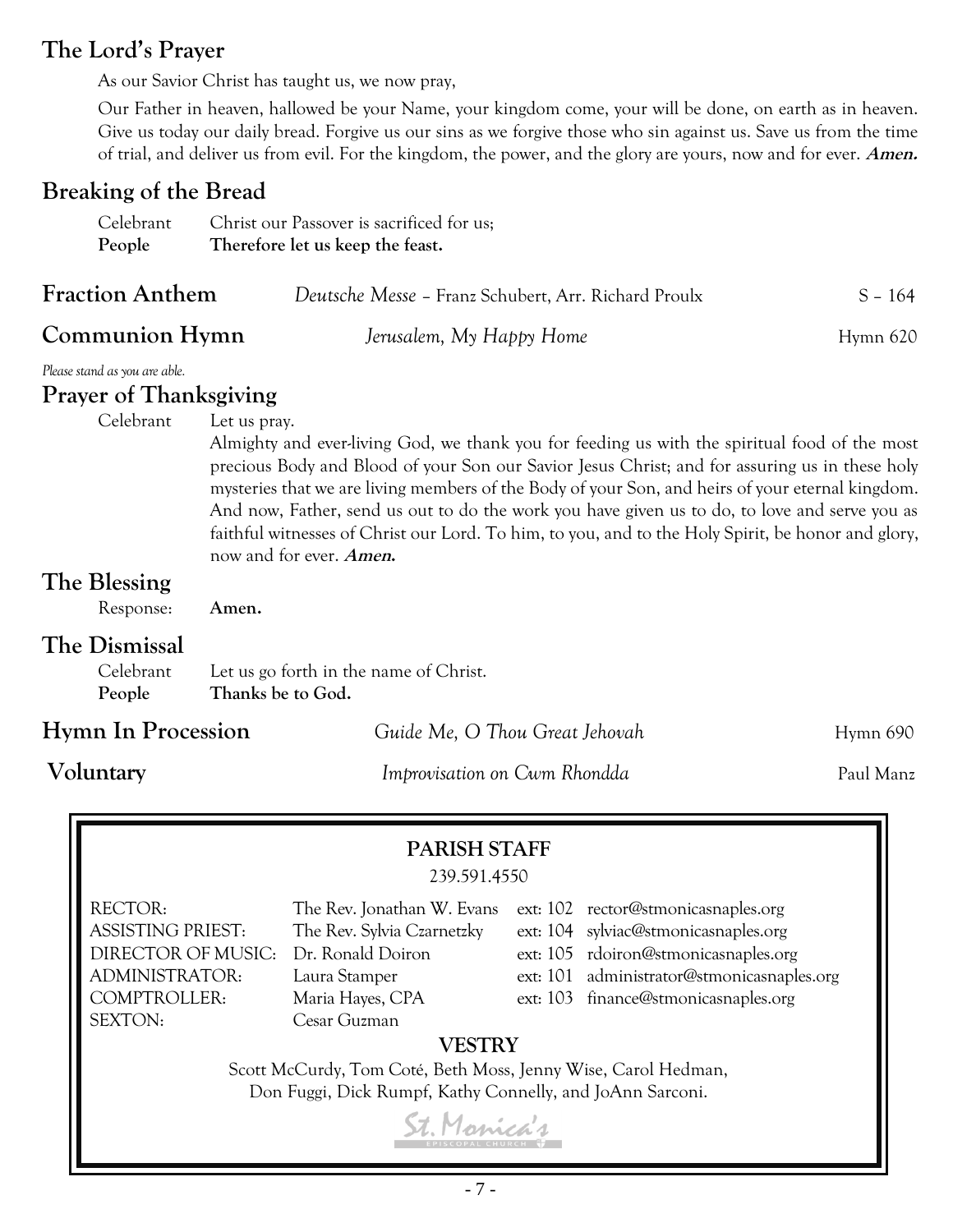## The Lord's Prayer

As our Savior Christ has taught us, we now pray,

Our Father in heaven, hallowed be your Name, your kingdom come, your will be done, on earth as in heaven. Give us today our daily bread. Forgive us our sins as we forgive those who sin against us. Save us from the time of trial, and deliver us from evil. For the kingdom, the power, and the glory are yours, now and for ever. ***Amen.***

## Breaking of the Bread

Celebrant Christ our Passover is sacrificed for us;
**People** **Therefore let us keep the feast.**

## Fraction Anthem *Deutsche Messe* – Franz Schubert, Arr. Richard Proulx S – 164

## Communion Hymn *Jerusalem, My Happy Home* Hymn 620

*Please stand as you are able.*

## Prayer of Thanksgiving

Celebrant Let us pray.

Almighty and ever-living God, we thank you for feeding us with the spiritual food of the most precious Body and Blood of your Son our Savior Jesus Christ; and for assuring us in these holy mysteries that we are living members of the Body of your Son, and heirs of your eternal kingdom. And now, Father, send us out to do the work you have given us to do, to love and serve you as faithful witnesses of Christ our Lord. To him, to you, and to the Holy Spirit, be honor and glory, now and for ever. ***Amen.***

## The Blessing

Response: **Amen.**

## The Dismissal

Celebrant Let us go forth in the name of Christ.
**People** **Thanks be to God.**

## Hymn In Procession *Guide Me, O Thou Great Jehovah* Hymn 690

## Voluntary *Improvisation on Cwm Rhondda* Paul Manz

---

**PARISH STAFF**

239.591.4550

| | | | |
|---|---|---|---|
| RECTOR: | The Rev. Jonathan W. Evans | ext: 102 | rector@stmonicasnaples.org |
| ASSISTING PRIEST: | The Rev. Sylvia Czarnetzky | ext: 104 | sylviac@stmonicasnaples.org |
| DIRECTOR OF MUSIC: | Dr. Ronald Doiron | ext: 105 | rdoiron@stmonicasnaples.org |
| ADMINISTRATOR: | Laura Stamper | ext: 101 | administrator@stmonicasnaples.org |
| COMPTROLLER: | Maria Hayes, CPA | ext: 103 | finance@stmonicasnaples.org |
| SEXTON: | Cesar Guzman | | |

**VESTRY**

Scott McCurdy, Tom Coté, Beth Moss, Jenny Wise, Carol Hedman, Don Fuggi, Dick Rumpf, Kathy Connelly, and JoAnn Sarconi.

St. Monica's
EPISCOPAL CHURCH